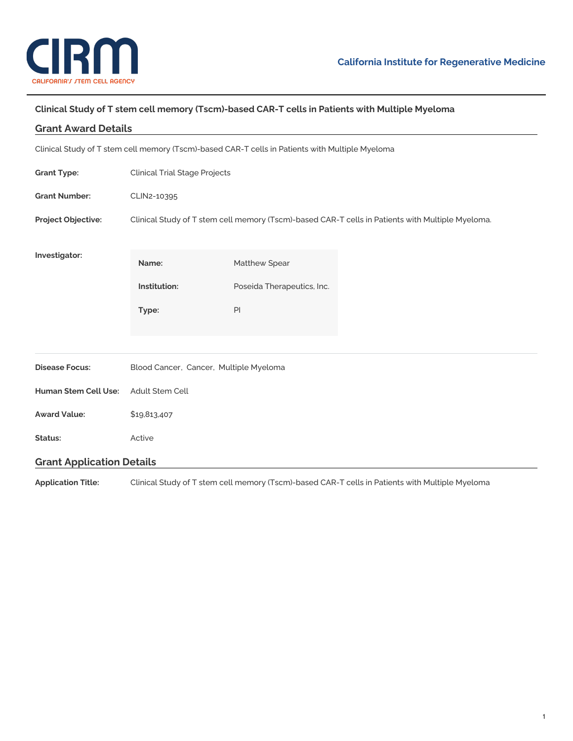CIRM
CALIFORNIA'S STEM CELL AGENCY

**California Institute for Regenerative Medicine**

# Clinical Study of T stem cell memory (Tscm)-based CAR-T cells in Patients with Multiple Myeloma

## Grant Award Details

Clinical Study of T stem cell memory (Tscm)-based CAR-T cells in Patients with Multiple Myeloma

**Grant Type:** Clinical Trial Stage Projects

**Grant Number:** CLIN2-10395

**Project Objective:** Clinical Study of T stem cell memory (Tscm)-based CAR-T cells in Patients with Multiple Myeloma.

**Investigator:**

| | |
|---|---|
| **Name:** | Matthew Spear |
| **Institution:** | Poseida Therapeutics, Inc. |
| **Type:** | PI |

**Disease Focus:** Blood Cancer, Cancer, Multiple Myeloma

**Human Stem Cell Use:** Adult Stem Cell

**Award Value:** $19,813,407

**Status:** Active

## Grant Application Details

**Application Title:** Clinical Study of T stem cell memory (Tscm)-based CAR-T cells in Patients with Multiple Myeloma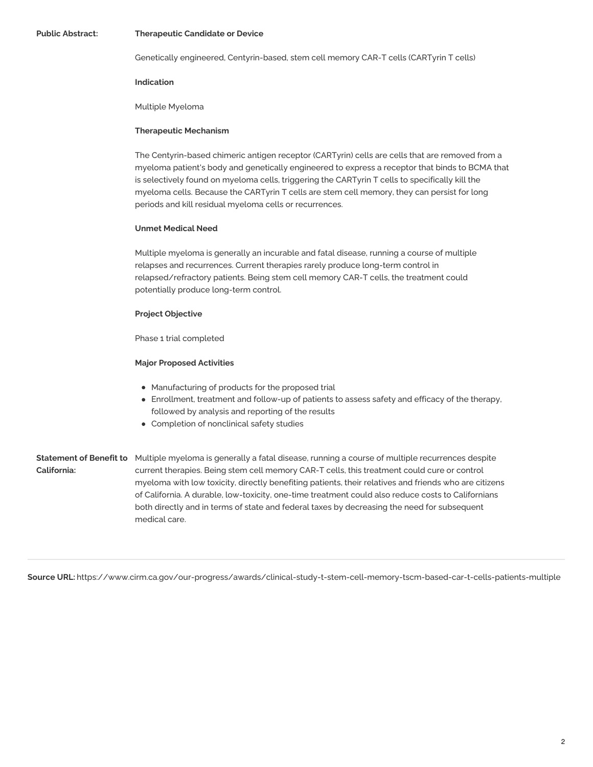**Public Abstract:**

**Therapeutic Candidate or Device**

Genetically engineered, Centyrin-based, stem cell memory CAR-T cells (CARTyrin T cells)

**Indication**

Multiple Myeloma

**Therapeutic Mechanism**

The Centyrin-based chimeric antigen receptor (CARTyrin) cells are cells that are removed from a myeloma patient's body and genetically engineered to express a receptor that binds to BCMA that is selectively found on myeloma cells, triggering the CARTyrin T cells to specifically kill the myeloma cells. Because the CARTyrin T cells are stem cell memory, they can persist for long periods and kill residual myeloma cells or recurrences.

**Unmet Medical Need**

Multiple myeloma is generally an incurable and fatal disease, running a course of multiple relapses and recurrences. Current therapies rarely produce long-term control in relapsed/refractory patients. Being stem cell memory CAR-T cells, the treatment could potentially produce long-term control.

**Project Objective**

Phase 1 trial completed

**Major Proposed Activities**

- Manufacturing of products for the proposed trial
- Enrollment, treatment and follow-up of patients to assess safety and efficacy of the therapy, followed by analysis and reporting of the results
- Completion of nonclinical safety studies

**Statement of Benefit to California:**

Multiple myeloma is generally a fatal disease, running a course of multiple recurrences despite current therapies. Being stem cell memory CAR-T cells, this treatment could cure or control myeloma with low toxicity, directly benefiting patients, their relatives and friends who are citizens of California. A durable, low-toxicity, one-time treatment could also reduce costs to Californians both directly and in terms of state and federal taxes by decreasing the need for subsequent medical care.

---

**Source URL:** https://www.cirm.ca.gov/our-progress/awards/clinical-study-t-stem-cell-memory-tscm-based-car-t-cells-patients-multiple